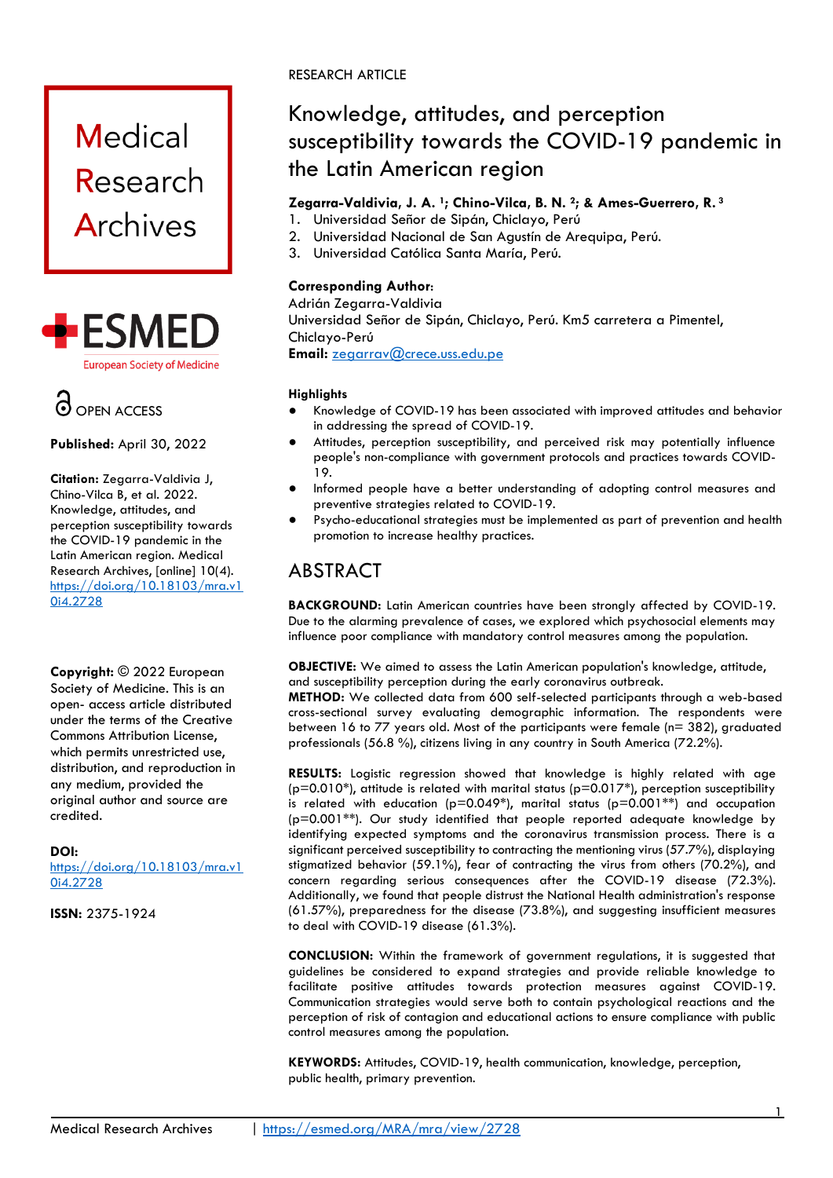Medical Research Archives

ESMED European Society of Medicine

OPEN ACCESS

**Published:** April 30, 2022

**Citation:** Zegarra-Valdivia J, Chino-Vilca B, et al. 2022. Knowledge, attitudes, and perception susceptibility towards the COVID-19 pandemic in the Latin American region. Medical Research Archives, [online] 10(4). https://doi.org/10.18103/mra.v10i4.2728

**Copyright:** © 2022 European Society of Medicine. This is an open- access article distributed under the terms of the Creative Commons Attribution License, which permits unrestricted use, distribution, and reproduction in any medium, provided the original author and source are credited.

**DOI:** https://doi.org/10.18103/mra.v10i4.2728

**ISSN:** 2375-1924

RESEARCH ARTICLE

# Knowledge, attitudes, and perception susceptibility towards the COVID-19 pandemic in the Latin American region

**Zegarra-Valdivia, J. A.** [1]; **Chino-Vilca, B. N.** [2]; **& Ames-Guerrero, R.** [3]

1. Universidad Señor de Sipán, Chiclayo, Perú
2. Universidad Nacional de San Agustín de Arequipa, Perú.
3. Universidad Católica Santa María, Perú.

**Corresponding Author:**
Adrián Zegarra-Valdivia
Universidad Señor de Sipán, Chiclayo, Perú. Km5 carretera a Pimentel, Chiclayo-Perú
**Email:** zegarrav@crece.uss.edu.pe

**Highlights**

- Knowledge of COVID-19 has been associated with improved attitudes and behavior in addressing the spread of COVID-19.
- Attitudes, perception susceptibility, and perceived risk may potentially influence people's non-compliance with government protocols and practices towards COVID-19.
- Informed people have a better understanding of adopting control measures and preventive strategies related to COVID-19.
- Psycho-educational strategies must be implemented as part of prevention and health promotion to increase healthy practices.

## ABSTRACT

**BACKGROUND:** Latin American countries have been strongly affected by COVID-19. Due to the alarming prevalence of cases, we explored which psychosocial elements may influence poor compliance with mandatory control measures among the population.

**OBJECTIVE:** We aimed to assess the Latin American population's knowledge, attitude, and susceptibility perception during the early coronavirus outbreak.

**METHOD:** We collected data from 600 self-selected participants through a web-based cross-sectional survey evaluating demographic information. The respondents were between 16 to 77 years old. Most of the participants were female (n= 382), graduated professionals (56.8 %), citizens living in any country in South America (72.2%).

**RESULTS:** Logistic regression showed that knowledge is highly related with age ($p$=0.010*), attitude is related with marital status ($p$=0.017*), perception susceptibility is related with education ($p$=0.049*), marital status ($p$=0.001**) and occupation ($p$=0.001**). Our study identified that people reported adequate knowledge by identifying expected symptoms and the coronavirus transmission process. There is a significant perceived susceptibility to contracting the mentioning virus (57.7%), displaying stigmatized behavior (59.1%), fear of contracting the virus from others (70.2%), and concern regarding serious consequences after the COVID-19 disease (72.3%). Additionally, we found that people distrust the National Health administration's response (61.57%), preparedness for the disease (73.8%), and suggesting insufficient measures to deal with COVID-19 disease (61.3%).

**CONCLUSION:** Within the framework of government regulations, it is suggested that guidelines be considered to expand strategies and provide reliable knowledge to facilitate positive attitudes towards protection measures against COVID-19. Communication strategies would serve both to contain psychological reactions and the perception of risk of contagion and educational actions to ensure compliance with public control measures among the population.

**KEYWORDS:** Attitudes, COVID-19, health communication, knowledge, perception, public health, primary prevention.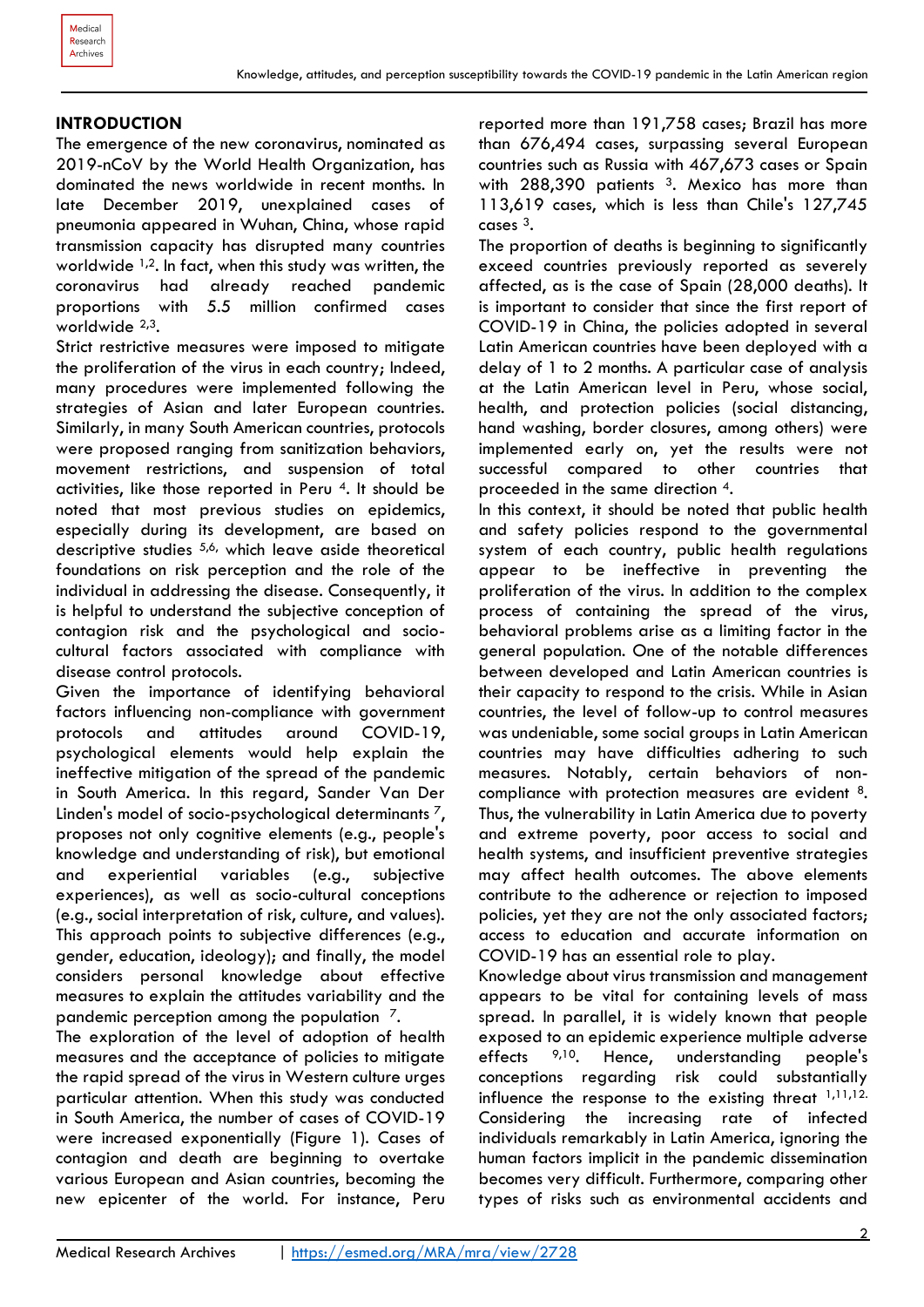## INTRODUCTION

The emergence of the new coronavirus, nominated as 2019-nCoV by the World Health Organization, has dominated the news worldwide in recent months. In late December 2019, unexplained cases of pneumonia appeared in Wuhan, China, whose rapid transmission capacity has disrupted many countries worldwide [1,2]. In fact, when this study was written, the coronavirus had already reached pandemic proportions with 5.5 million confirmed cases worldwide [2,3].

Strict restrictive measures were imposed to mitigate the proliferation of the virus in each country; Indeed, many procedures were implemented following the strategies of Asian and later European countries. Similarly, in many South American countries, protocols were proposed ranging from sanitization behaviors, movement restrictions, and suspension of total activities, like those reported in Peru [4]. It should be noted that most previous studies on epidemics, especially during its development, are based on descriptive studies [5,6,] which leave aside theoretical foundations on risk perception and the role of the individual in addressing the disease. Consequently, it is helpful to understand the subjective conception of contagion risk and the psychological and socio-cultural factors associated with compliance with disease control protocols.

Given the importance of identifying behavioral factors influencing non-compliance with government protocols and attitudes around COVID-19, psychological elements would help explain the ineffective mitigation of the spread of the pandemic in South America. In this regard, Sander Van Der Linden's model of socio-psychological determinants [7], proposes not only cognitive elements (e.g., people's knowledge and understanding of risk), but emotional and experiential variables (e.g., subjective experiences), as well as socio-cultural conceptions (e.g., social interpretation of risk, culture, and values). This approach points to subjective differences (e.g., gender, education, ideology); and finally, the model considers personal knowledge about effective measures to explain the attitudes variability and the pandemic perception among the population [7].

The exploration of the level of adoption of health measures and the acceptance of policies to mitigate the rapid spread of the virus in Western culture urges particular attention. When this study was conducted in South America, the number of cases of COVID-19 were increased exponentially (Figure 1). Cases of contagion and death are beginning to overtake various European and Asian countries, becoming the new epicenter of the world. For instance, Peru reported more than 191,758 cases; Brazil has more than 676,494 cases, surpassing several European countries such as Russia with 467,673 cases or Spain with 288,390 patients [3]. Mexico has more than 113,619 cases, which is less than Chile's 127,745 cases [3].

The proportion of deaths is beginning to significantly exceed countries previously reported as severely affected, as is the case of Spain (28,000 deaths). It is important to consider that since the first report of COVID-19 in China, the policies adopted in several Latin American countries have been deployed with a delay of 1 to 2 months. A particular case of analysis at the Latin American level in Peru, whose social, health, and protection policies (social distancing, hand washing, border closures, among others) were implemented early on, yet the results were not successful compared to other countries that proceeded in the same direction [4].

In this context, it should be noted that public health and safety policies respond to the governmental system of each country, public health regulations appear to be ineffective in preventing the proliferation of the virus. In addition to the complex process of containing the spread of the virus, behavioral problems arise as a limiting factor in the general population. One of the notable differences between developed and Latin American countries is their capacity to respond to the crisis. While in Asian countries, the level of follow-up to control measures was undeniable, some social groups in Latin American countries may have difficulties adhering to such measures. Notably, certain behaviors of non-compliance with protection measures are evident [8]. Thus, the vulnerability in Latin America due to poverty and extreme poverty, poor access to social and health systems, and insufficient preventive strategies may affect health outcomes. The above elements contribute to the adherence or rejection to imposed policies, yet they are not the only associated factors; access to education and accurate information on COVID-19 has an essential role to play.

Knowledge about virus transmission and management appears to be vital for containing levels of mass spread. In parallel, it is widely known that people exposed to an epidemic experience multiple adverse effects [9,10]. Hence, understanding people's conceptions regarding risk could substantially influence the response to the existing threat [1,11,12.] Considering the increasing rate of infected individuals remarkably in Latin America, ignoring the human factors implicit in the pandemic dissemination becomes very difficult. Furthermore, comparing other types of risks such as environmental accidents and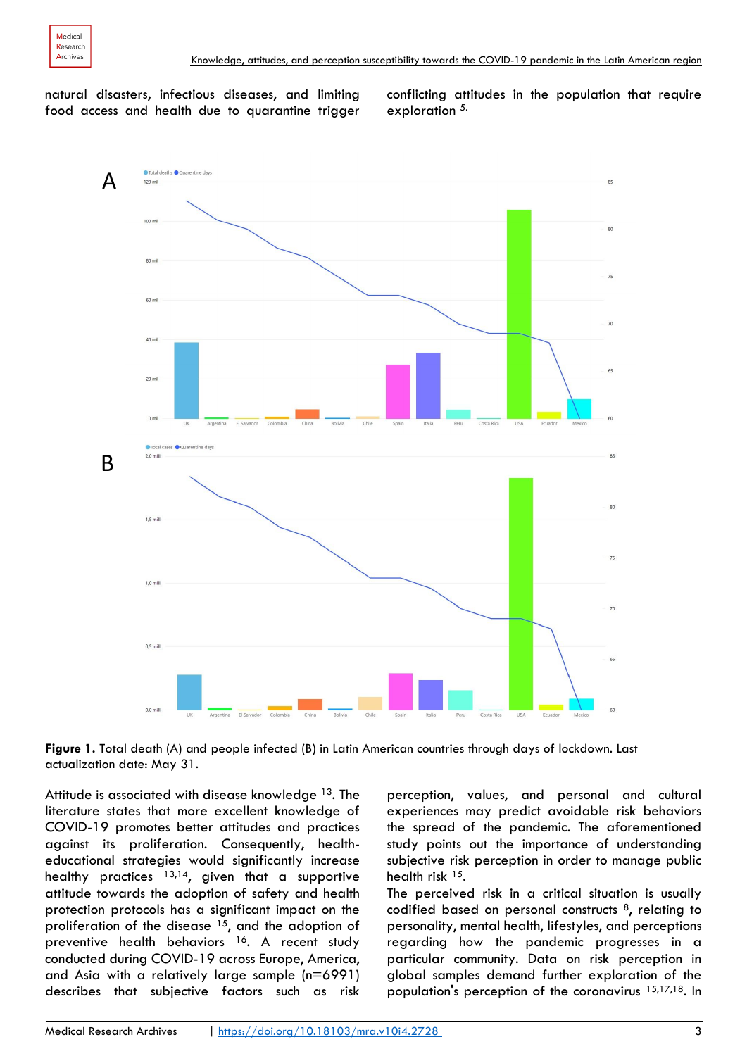natural disasters, infectious diseases, and limiting food access and health due to quarantine trigger conflicting attitudes in the population that require exploration [5].

Figure 1. Total death (A) and people infected (B) in Latin American countries through days of lockdown. Last actualization date: May 31.

Attitude is associated with disease knowledge [13]. The literature states that more excellent knowledge of COVID-19 promotes better attitudes and practices against its proliferation. Consequently, health-educational strategies would significantly increase healthy practices [13,14], given that a supportive attitude towards the adoption of safety and health protection protocols has a significant impact on the proliferation of the disease [15], and the adoption of preventive health behaviors [16]. A recent study conducted during COVID-19 across Europe, America, and Asia with a relatively large sample (n=6991) describes that subjective factors such as risk perception, values, and personal and cultural experiences may predict avoidable risk behaviors the spread of the pandemic. The aforementioned study points out the importance of understanding subjective risk perception in order to manage public health risk [15].

The perceived risk in a critical situation is usually codified based on personal constructs [8], relating to personality, mental health, lifestyles, and perceptions regarding how the pandemic progresses in a particular community. Data on risk perception in global samples demand further exploration of the population's perception of the coronavirus [15,17,18]. In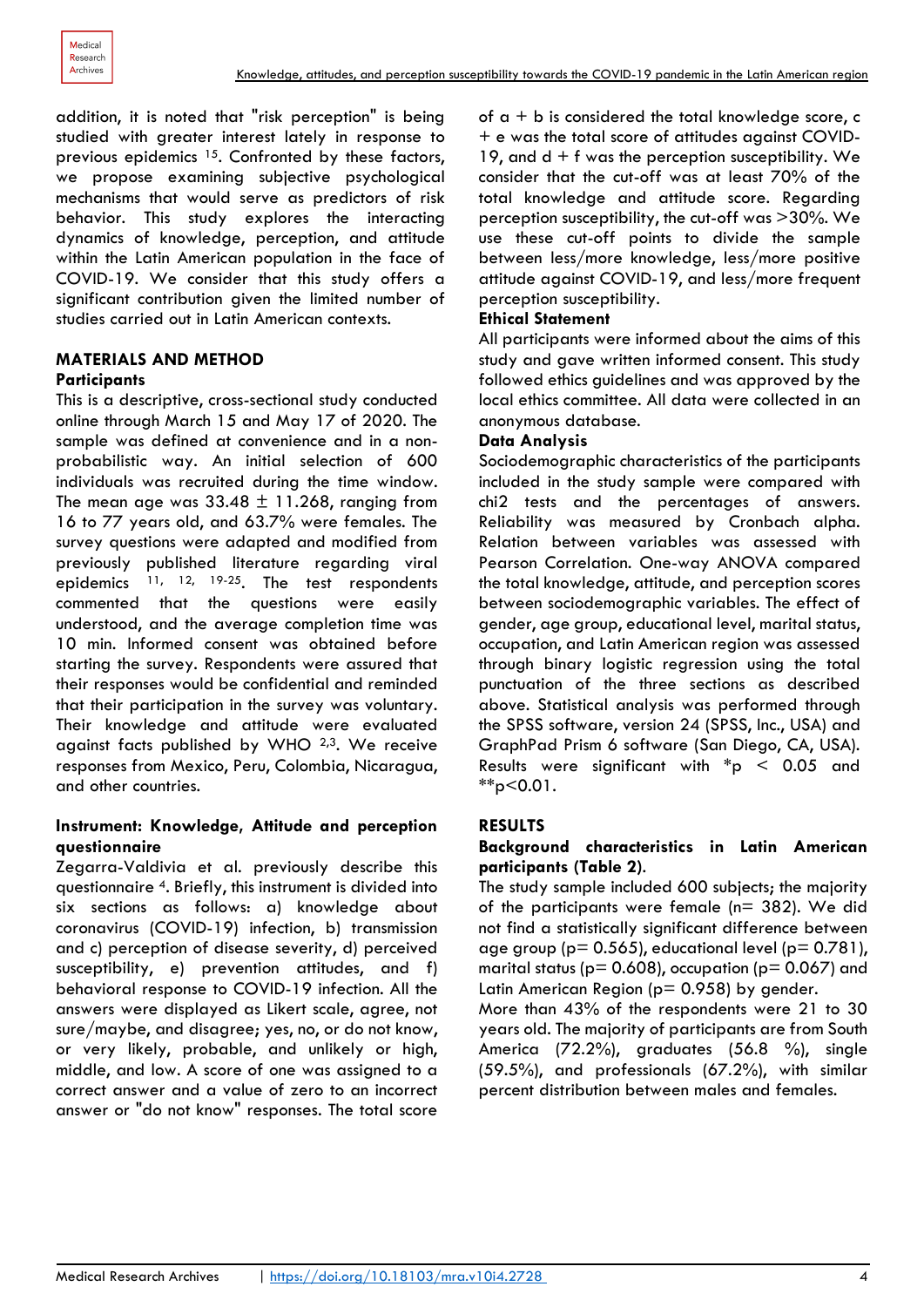addition, it is noted that "risk perception" is being studied with greater interest lately in response to previous epidemics [15]. Confronted by these factors, we propose examining subjective psychological mechanisms that would serve as predictors of risk behavior. This study explores the interacting dynamics of knowledge, perception, and attitude within the Latin American population in the face of COVID-19. We consider that this study offers a significant contribution given the limited number of studies carried out in Latin American contexts.

## MATERIALS AND METHOD

### Participants

This is a descriptive, cross-sectional study conducted online through March 15 and May 17 of 2020. The sample was defined at convenience and in a non-probabilistic way. An initial selection of 600 individuals was recruited during the time window. The mean age was $33.48 \pm 11.268$, ranging from 16 to 77 years old, and 63.7% were females. The survey questions were adapted and modified from previously published literature regarding viral epidemics [11, 12, 19-25]. The test respondents commented that the questions were easily understood, and the average completion time was 10 min. Informed consent was obtained before starting the survey. Respondents were assured that their responses would be confidential and reminded that their participation in the survey was voluntary. Their knowledge and attitude were evaluated against facts published by WHO [2,3]. We receive responses from Mexico, Peru, Colombia, Nicaragua, and other countries.

### Instrument: Knowledge, Attitude and perception questionnaire

Zegarra-Valdivia et al. previously describe this questionnaire [4]. Briefly, this instrument is divided into six sections as follows: a) knowledge about coronavirus (COVID-19) infection, b) transmission and c) perception of disease severity, d) perceived susceptibility, e) prevention attitudes, and f) behavioral response to COVID-19 infection. All the answers were displayed as Likert scale, agree, not sure/maybe, and disagree; yes, no, or do not know, or very likely, probable, and unlikely or high, middle, and low. A score of one was assigned to a correct answer and a value of zero to an incorrect answer or "do not know" responses. The total score of a + b is considered the total knowledge score, c + e was the total score of attitudes against COVID-19, and d + f was the perception susceptibility. We consider that the cut-off was at least 70% of the total knowledge and attitude score. Regarding perception susceptibility, the cut-off was >30%. We use these cut-off points to divide the sample between less/more knowledge, less/more positive attitude against COVID-19, and less/more frequent perception susceptibility.

### Ethical Statement

All participants were informed about the aims of this study and gave written informed consent. This study followed ethics guidelines and was approved by the local ethics committee. All data were collected in an anonymous database.

### Data Analysis

Sociodemographic characteristics of the participants included in the study sample were compared with chi2 tests and the percentages of answers. Reliability was measured by Cronbach alpha. Relation between variables was assessed with Pearson Correlation. One-way ANOVA compared the total knowledge, attitude, and perception scores between sociodemographic variables. The effect of gender, age group, educational level, marital status, occupation, and Latin American region was assessed through binary logistic regression using the total punctuation of the three sections as described above. Statistical analysis was performed through the SPSS software, version 24 (SPSS, Inc., USA) and GraphPad Prism 6 software (San Diego, CA, USA). Results were significant with $^*p < 0.05$ and $^{**}p<0.01$.

## RESULTS

### Background characteristics in Latin American participants (Table 2).

The study sample included 600 subjects; the majority of the participants were female (n= 382). We did not find a statistically significant difference between age group (p= 0.565), educational level (p= 0.781), marital status (p= 0.608), occupation (p= 0.067) and Latin American Region (p= 0.958) by gender.

More than 43% of the respondents were 21 to 30 years old. The majority of participants are from South America (72.2%), graduates (56.8 %), single (59.5%), and professionals (67.2%), with similar percent distribution between males and females.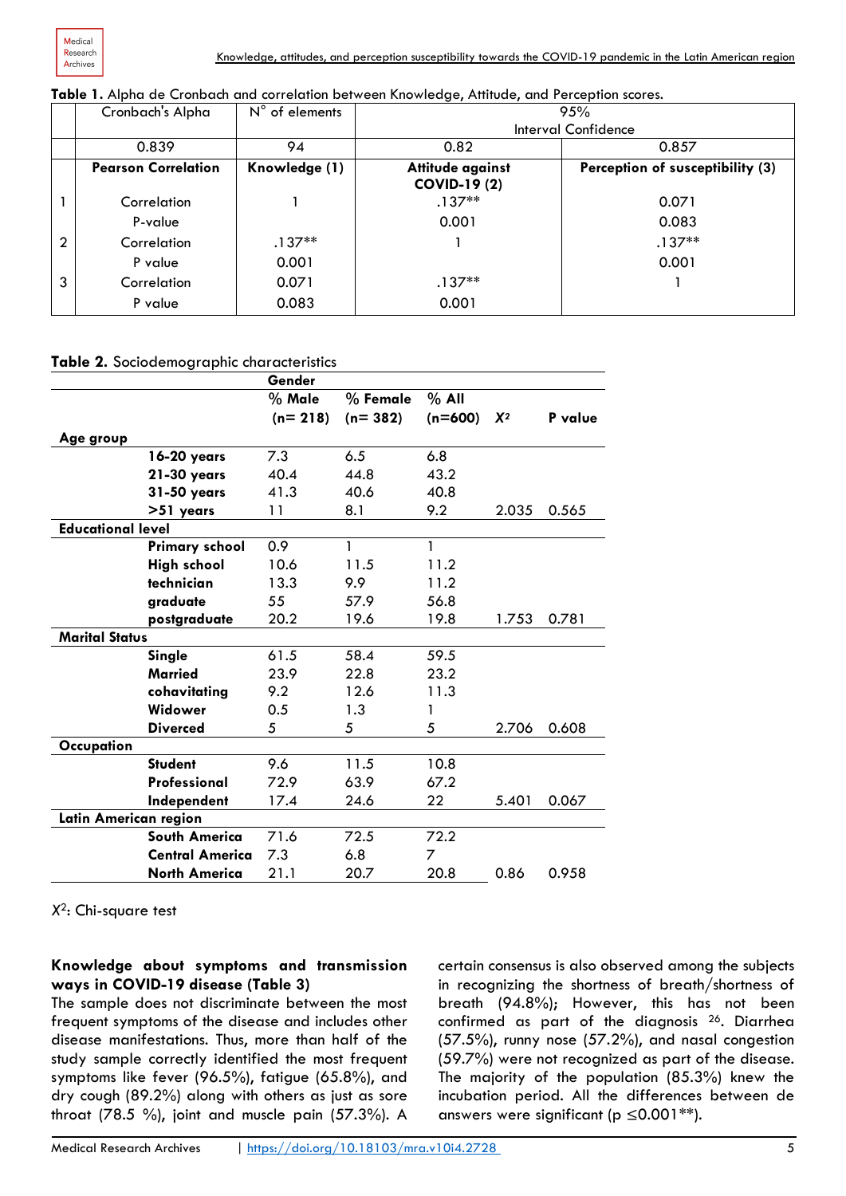**Table 1.** Alpha de Cronbach and correlation between Knowledge, Attitude, and Perception scores.

| | Cronbach's Alpha | N° of elements | 95% Interval Confidence | |
|---|---|---|---|---|
| | 0.839 | 94 | 0.82 | 0.857 |
| | **Pearson Correlation** | **Knowledge (1)** | **Attitude against COVID-19 (2)** | **Perception of susceptibility (3)** |
| 1 | Correlation | 1 | .137** | 0.071 |
| | P-value | | 0.001 | 0.083 |
| 2 | Correlation | .137** | 1 | .137** |
| | P value | 0.001 | | 0.001 |
| 3 | Correlation | 0.071 | .137** | 1 |
| | P value | 0.083 | 0.001 | |

**Table 2.** Sociodemographic characteristics

| | Gender | | | | |
|---|---|---|---|---|---|
| | % Male (n= 218) | % Female (n= 382) | % All (n=600) | $X^2$ | P value |
| **Age group** | | | | | |
| **16-20 years** | 7.3 | 6.5 | 6.8 | | |
| **21-30 years** | 40.4 | 44.8 | 43.2 | | |
| **31-50 years** | 41.3 | 40.6 | 40.8 | | |
| **>51 years** | 11 | 8.1 | 9.2 | 2.035 | 0.565 |
| **Educational level** | | | | | |
| **Primary school** | 0.9 | 1 | 1 | | |
| **High school** | 10.6 | 11.5 | 11.2 | | |
| **technician** | 13.3 | 9.9 | 11.2 | | |
| **graduate** | 55 | 57.9 | 56.8 | | |
| **postgraduate** | 20.2 | 19.6 | 19.8 | 1.753 | 0.781 |
| **Marital Status** | | | | | |
| **Single** | 61.5 | 58.4 | 59.5 | | |
| **Married** | 23.9 | 22.8 | 23.2 | | |
| **cohavitating** | 9.2 | 12.6 | 11.3 | | |
| **Widower** | 0.5 | 1.3 | 1 | | |
| **Diverced** | 5 | 5 | 5 | 2.706 | 0.608 |
| **Occupation** | | | | | |
| **Student** | 9.6 | 11.5 | 10.8 | | |
| **Professional** | 72.9 | 63.9 | 67.2 | | |
| **Independent** | 17.4 | 24.6 | 22 | 5.401 | 0.067 |
| **Latin American region** | | | | | |
| **South America** | 71.6 | 72.5 | 72.2 | | |
| **Central America** | 7.3 | 6.8 | 7 | | |
| **North America** | 21.1 | 20.7 | 20.8 | 0.86 | 0.958 |

$X^2$: Chi-square test

**Knowledge about symptoms and transmission ways in COVID-19 disease (Table 3)**

The sample does not discriminate between the most frequent symptoms of the disease and includes other disease manifestations. Thus, more than half of the study sample correctly identified the most frequent symptoms like fever (96.5%), fatigue (65.8%), and dry cough (89.2%) along with others as just as sore throat (78.5 %), joint and muscle pain (57.3%). A certain consensus is also observed among the subjects in recognizing the shortness of breath/shortness of breath (94.8%); However, this has not been confirmed as part of the diagnosis [26]. Diarrhea (57.5%), runny nose (57.2%), and nasal congestion (59.7%) were not recognized as part of the disease. The majority of the population (85.3%) knew the incubation period. All the differences between de answers were significant (p ≤0.001**).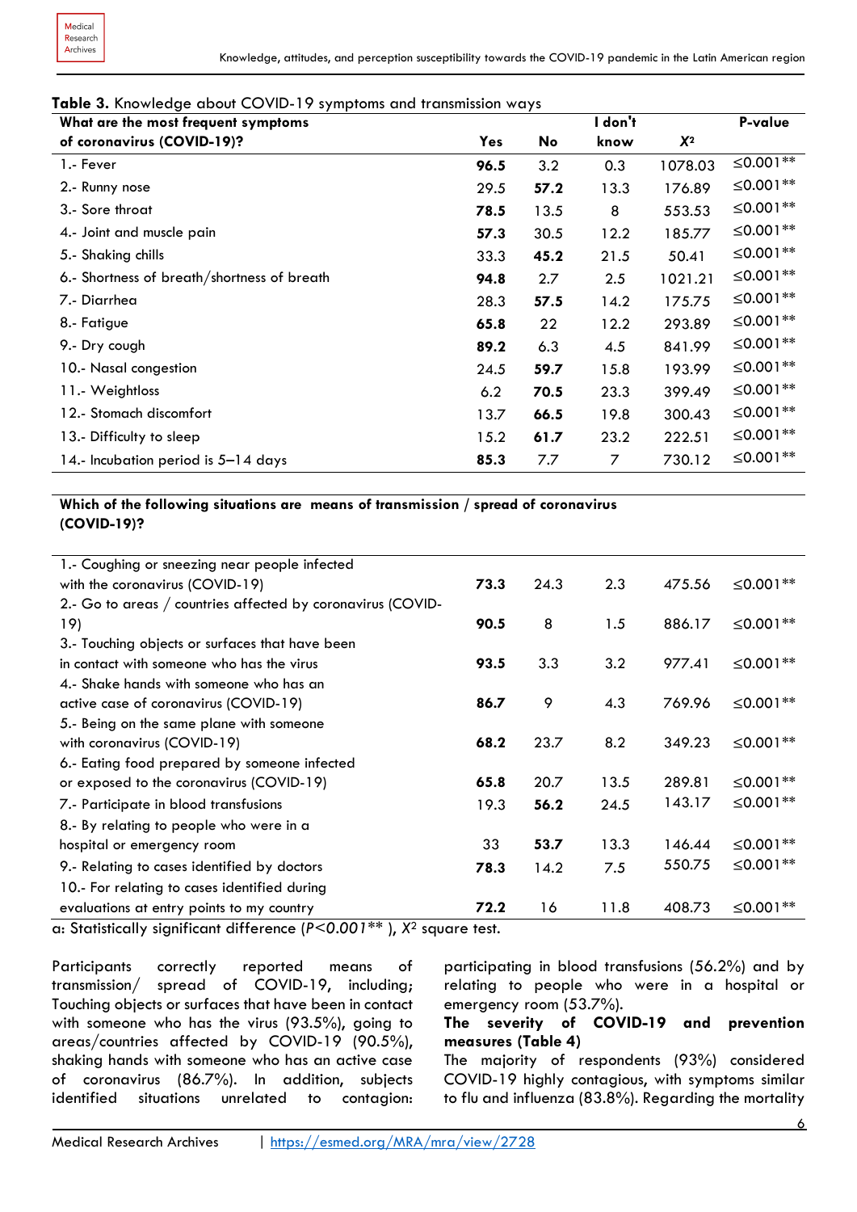**Table 3.** Knowledge about COVID-19 symptoms and transmission ways

| What are the most frequent symptoms of coronavirus (COVID-19)? | Yes | No | I don't know | $X^2$ | P-value |
|---|---|---|---|---|---|
| 1.- Fever | **96.5** | 3.2 | 0.3 | 1078.03 | ≤0.001** |
| 2.- Runny nose | 29.5 | **57.2** | 13.3 | 176.89 | ≤0.001** |
| 3.- Sore throat | **78.5** | 13.5 | 8 | 553.53 | ≤0.001** |
| 4.- Joint and muscle pain | **57.3** | 30.5 | 12.2 | 185.77 | ≤0.001** |
| 5.- Shaking chills | 33.3 | **45.2** | 21.5 | 50.41 | ≤0.001** |
| 6.- Shortness of breath/shortness of breath | **94.8** | 2.7 | 2.5 | 1021.21 | ≤0.001** |
| 7.- Diarrhea | 28.3 | **57.5** | 14.2 | 175.75 | ≤0.001** |
| 8.- Fatigue | **65.8** | 22 | 12.2 | 293.89 | ≤0.001** |
| 9.- Dry cough | **89.2** | 6.3 | 4.5 | 841.99 | ≤0.001** |
| 10.- Nasal congestion | 24.5 | **59.7** | 15.8 | 193.99 | ≤0.001** |
| 11.- Weightloss | 6.2 | **70.5** | 23.3 | 399.49 | ≤0.001** |
| 12.- Stomach discomfort | 13.7 | **66.5** | 19.8 | 300.43 | ≤0.001** |
| 13.- Difficulty to sleep | 15.2 | **61.7** | 23.2 | 222.51 | ≤0.001** |
| 14.- Incubation period is 5–14 days | **85.3** | 7.7 | 7 | 730.12 | ≤0.001** |
| **Which of the following situations are means of transmission / spread of coronavirus (COVID-19)?** | | | | | |
| 1.- Coughing or sneezing near people infected with the coronavirus (COVID-19) | **73.3** | 24.3 | 2.3 | 475.56 | ≤0.001** |
| 2.- Go to areas / countries affected by coronavirus (COVID-19) | **90.5** | 8 | 1.5 | 886.17 | ≤0.001** |
| 3.- Touching objects or surfaces that have been in contact with someone who has the virus | **93.5** | 3.3 | 3.2 | 977.41 | ≤0.001** |
| 4.- Shake hands with someone who has an active case of coronavirus (COVID-19) | **86.7** | 9 | 4.3 | 769.96 | ≤0.001** |
| 5.- Being on the same plane with someone with coronavirus (COVID-19) | **68.2** | 23.7 | 8.2 | 349.23 | ≤0.001** |
| 6.- Eating food prepared by someone infected or exposed to the coronavirus (COVID-19) | **65.8** | 20.7 | 13.5 | 289.81 | ≤0.001** |
| 7.- Participate in blood transfusions | 19.3 | **56.2** | 24.5 | 143.17 | ≤0.001** |
| 8.- By relating to people who were in a hospital or emergency room | 33 | **53.7** | 13.3 | 146.44 | ≤0.001** |
| 9.- Relating to cases identified by doctors | **78.3** | 14.2 | 7.5 | 550.75 | ≤0.001** |
| 10.- For relating to cases identified during evaluations at entry points to my country | **72.2** | 16 | 11.8 | 408.73 | ≤0.001** |

a: Statistically significant difference (*P<0.001*** ), $X^2$ square test.

Participants correctly reported means of transmission/ spread of COVID-19, including; Touching objects or surfaces that have been in contact with someone who has the virus (93.5%), going to areas/countries affected by COVID-19 (90.5%), shaking hands with someone who has an active case of coronavirus (86.7%). In addition, subjects identified situations unrelated to contagion: participating in blood transfusions (56.2%) and by relating to people who were in a hospital or emergency room (53.7%).

**The severity of COVID-19 and prevention measures (Table 4)**

The majority of respondents (93%) considered COVID-19 highly contagious, with symptoms similar to flu and influenza (83.8%). Regarding the mortality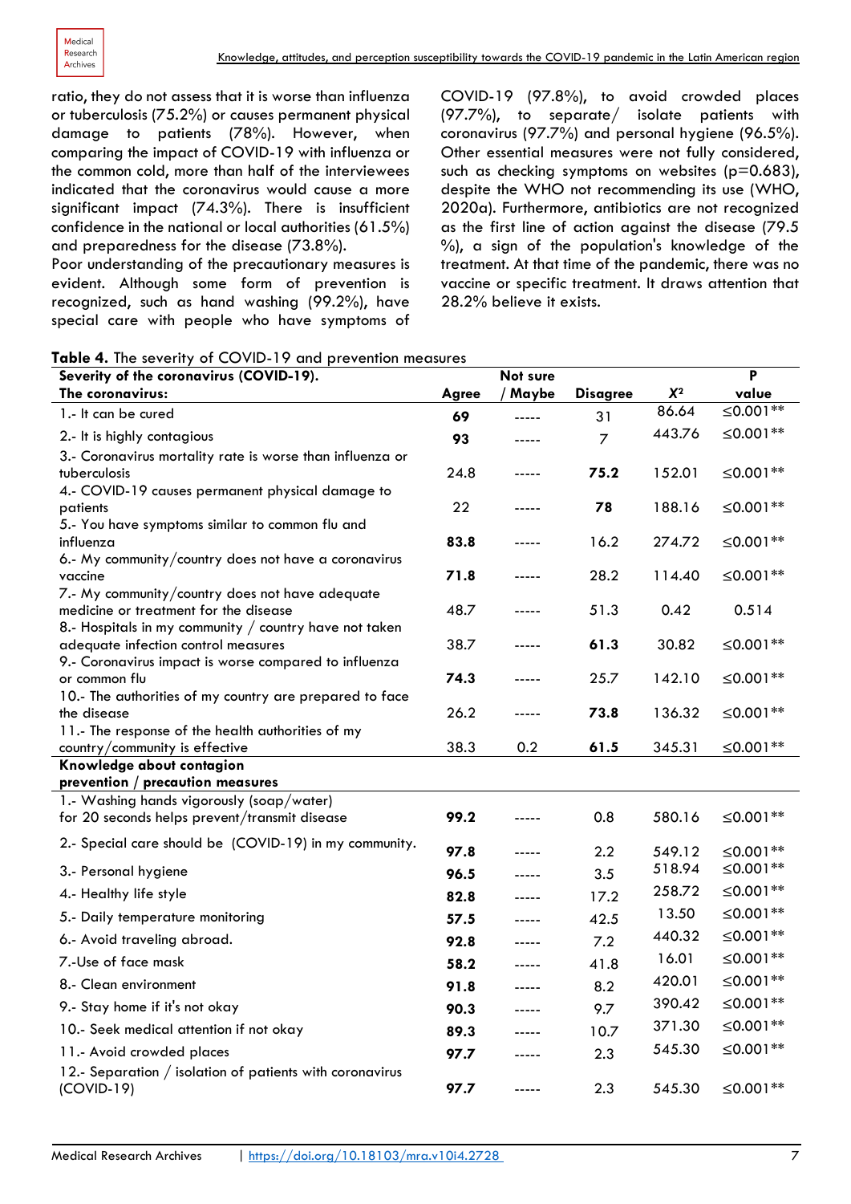ratio, they do not assess that it is worse than influenza or tuberculosis (75.2%) or causes permanent physical damage to patients (78%). However, when comparing the impact of COVID-19 with influenza or the common cold, more than half of the interviewees indicated that the coronavirus would cause a more significant impact (74.3%). There is insufficient confidence in the national or local authorities (61.5%) and preparedness for the disease (73.8%).

Poor understanding of the precautionary measures is evident. Although some form of prevention is recognized, such as hand washing (99.2%), have special care with people who have symptoms of COVID-19 (97.8%), to avoid crowded places (97.7%), to separate/ isolate patients with coronavirus (97.7%) and personal hygiene (96.5%). Other essential measures were not fully considered, such as checking symptoms on websites (p=0.683), despite the WHO not recommending its use (WHO, 2020a). Furthermore, antibiotics are not recognized as the first line of action against the disease (79.5 %), a sign of the population's knowledge of the treatment. At that time of the pandemic, there was no vaccine or specific treatment. It draws attention that 28.2% believe it exists.

**Table 4.** The severity of COVID-19 and prevention measures

| Severity of the coronavirus (COVID-19). The coronavirus: | Agree | Not sure / Maybe | Disagree | $X^2$ | P value |
|---|---|---|---|---|---|
| 1.- It can be cured | **69** | ----- | 31 | 86.64 | ≤0.001** |
| 2.- It is highly contagious | **93** | ----- | 7 | 443.76 | ≤0.001** |
| 3.- Coronavirus mortality rate is worse than influenza or tuberculosis | 24.8 | ----- | **75.2** | 152.01 | ≤0.001** |
| 4.- COVID-19 causes permanent physical damage to patients | 22 | ----- | **78** | 188.16 | ≤0.001** |
| 5.- You have symptoms similar to common flu and influenza | **83.8** | ----- | 16.2 | 274.72 | ≤0.001** |
| 6.- My community/country does not have a coronavirus vaccine | **71.8** | ----- | 28.2 | 114.40 | ≤0.001** |
| 7.- My community/country does not have adequate medicine or treatment for the disease | 48.7 | ----- | 51.3 | 0.42 | 0.514 |
| 8.- Hospitals in my community / country have not taken adequate infection control measures | 38.7 | ----- | **61.3** | 30.82 | ≤0.001** |
| 9.- Coronavirus impact is worse compared to influenza or common flu | **74.3** | ----- | 25.7 | 142.10 | ≤0.001** |
| 10.- The authorities of my country are prepared to face the disease | 26.2 | ----- | **73.8** | 136.32 | ≤0.001** |
| 11.- The response of the health authorities of my country/community is effective | 38.3 | 0.2 | **61.5** | 345.31 | ≤0.001** |
| **Knowledge about contagion prevention / precaution measures** | | | | | |
| 1.- Washing hands vigorously (soap/water) for 20 seconds helps prevent/transmit disease | **99.2** | ----- | 0.8 | 580.16 | ≤0.001** |
| 2.- Special care should be (COVID-19) in my community. | **97.8** | ----- | 2.2 | 549.12 | ≤0.001** |
| 3.- Personal hygiene | **96.5** | ----- | 3.5 | 518.94 | ≤0.001** |
| 4.- Healthy life style | **82.8** | ----- | 17.2 | 258.72 | ≤0.001** |
| 5.- Daily temperature monitoring | **57.5** | ----- | 42.5 | 13.50 | ≤0.001** |
| 6.- Avoid traveling abroad. | **92.8** | ----- | 7.2 | 440.32 | ≤0.001** |
| 7.-Use of face mask | **58.2** | ----- | 41.8 | 16.01 | ≤0.001** |
| 8.- Clean environment | **91.8** | ----- | 8.2 | 420.01 | ≤0.001** |
| 9.- Stay home if it's not okay | **90.3** | ----- | 9.7 | 390.42 | ≤0.001** |
| 10.- Seek medical attention if not okay | **89.3** | ----- | 10.7 | 371.30 | ≤0.001** |
| 11.- Avoid crowded places | **97.7** | ----- | 2.3 | 545.30 | ≤0.001** |
| 12.- Separation / isolation of patients with coronavirus (COVID-19) | **97.7** | ----- | 2.3 | 545.30 | ≤0.001** |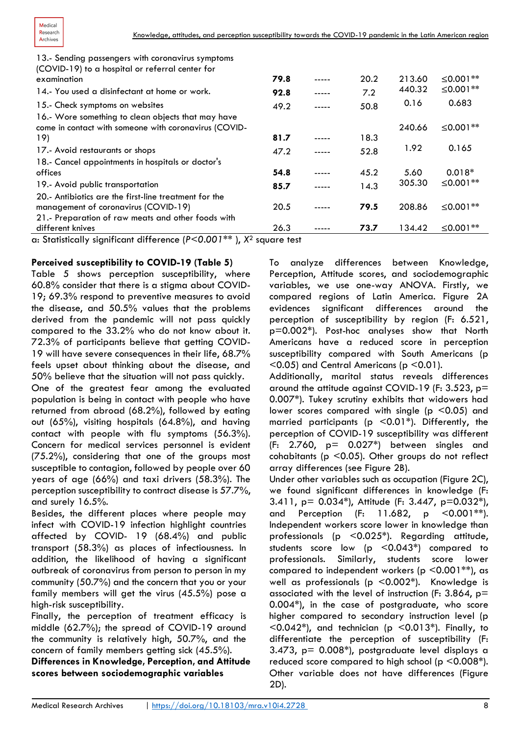| | | | | | |
|---|---|---|---|---|---|
| 13.- Sending passengers with coronavirus symptoms (COVID-19) to a hospital or referral center for examination | **79.8** | ----- | 20.2 | 213.60 | ≤0.001** |
| 14.- You used a disinfectant at home or work. | **92.8** | ----- | 7.2 | 440.32 | ≤0.001** |
| 15.- Check symptoms on websites | 49.2 | ----- | 50.8 | 0.16 | 0.683 |
| 16.- Wore something to clean objects that may have come in contact with someone with coronavirus (COVID-19) | **81.7** | ----- | 18.3 | 240.66 | ≤0.001** |
| 17.- Avoid restaurants or shops | 47.2 | ----- | 52.8 | 1.92 | 0.165 |
| 18.- Cancel appointments in hospitals or doctor's offices | **54.8** | ----- | 45.2 | 5.60 | 0.018* |
| 19.- Avoid public transportation | **85.7** | ----- | 14.3 | 305.30 | ≤0.001** |
| 20.- Antibiotics are the first-line treatment for the management of coronavirus (COVID-19) | 20.5 | ----- | **79.5** | 208.86 | ≤0.001** |
| 21.- Preparation of raw meats and other foods with different knives | 26.3 | ----- | **73.7** | 134.42 | ≤0.001** |

a: Statistically significant difference (*P<0.001*** ), $X^2$ square test

**Perceived susceptibility to COVID-19 (Table 5)**

Table 5 shows perception susceptibility, where 60.8% consider that there is a stigma about COVID-19; 69.3% respond to preventive measures to avoid the disease, and 50.5% values that the problems derived from the pandemic will not pass quickly compared to the 33.2% who do not know about it. 72.3% of participants believe that getting COVID-19 will have severe consequences in their life, 68.7% feels upset about thinking about the disease, and 50% believe that the situation will not pass quickly.

One of the greatest fear among the evaluated population is being in contact with people who have returned from abroad (68.2%), followed by eating out (65%), visiting hospitals (64.8%), and having contact with people with flu symptoms (56.3%). Concern for medical services personnel is evident (75.2%), considering that one of the groups most susceptible to contagion, followed by people over 60 years of age (66%) and taxi drivers (58.3%). The perception susceptibility to contract disease is 57.7%, and surely 16.5%.

Besides, the different places where people may infect with COVID-19 infection highlight countries affected by COVID- 19 (68.4%) and public transport (58.3%) as places of infectiousness. In addition, the likelihood of having a significant outbreak of coronavirus from person to person in my community (50.7%) and the concern that you or your family members will get the virus (45.5%) pose a high-risk susceptibility.

Finally, the perception of treatment efficacy is middle (62.7%); the spread of COVID-19 around the community is relatively high, 50.7%, and the concern of family members getting sick (45.5%).

**Differences in Knowledge, Perception, and Attitude scores between sociodemographic variables**

To analyze differences between Knowledge, Perception, Attitude scores, and sociodemographic variables, we use one-way ANOVA. Firstly, we compared regions of Latin America. Figure 2A evidences significant differences around the perception of susceptibility by region (F: 6.521, p=0.002*). Post-hoc analyses show that North Americans have a reduced score in perception susceptibility compared with South Americans (p <0.05) and Central Americans (p <0.01).

Additionally, marital status reveals differences around the attitude against COVID-19 (F: 3.523, p= 0.007*). Tukey scrutiny exhibits that widowers had lower scores compared with single (p <0.05) and married participants (p <0.01*). Differently, the perception of COVID-19 susceptibility was different (F: 2.760, p= 0.027*) between singles and cohabitants (p <0.05). Other groups do not reflect array differences (see Figure 2B).

Under other variables such as occupation (Figure 2C), we found significant differences in knowledge (F: 3.411, p= 0.034*), Attitude (F: 3.447, p=0.032*), and Perception (F: 11.682, p <0.001**). Independent workers score lower in knowledge than professionals (p <0.025*). Regarding attitude, students score low (p <0.043*) compared to professionals. Similarly, students score lower compared to independent workers (p <0.001**), as well as professionals (p <0.002*). Knowledge is associated with the level of instruction (F: 3.864, p= 0.004*), in the case of postgraduate, who score higher compared to secondary instruction level (p <0.042*), and technician (p <0.013*). Finally, to differentiate the perception of susceptibility (F: 3.473, p= 0.008*), postgraduate level displays a reduced score compared to high school (p <0.008*). Other variable does not have differences (Figure 2D).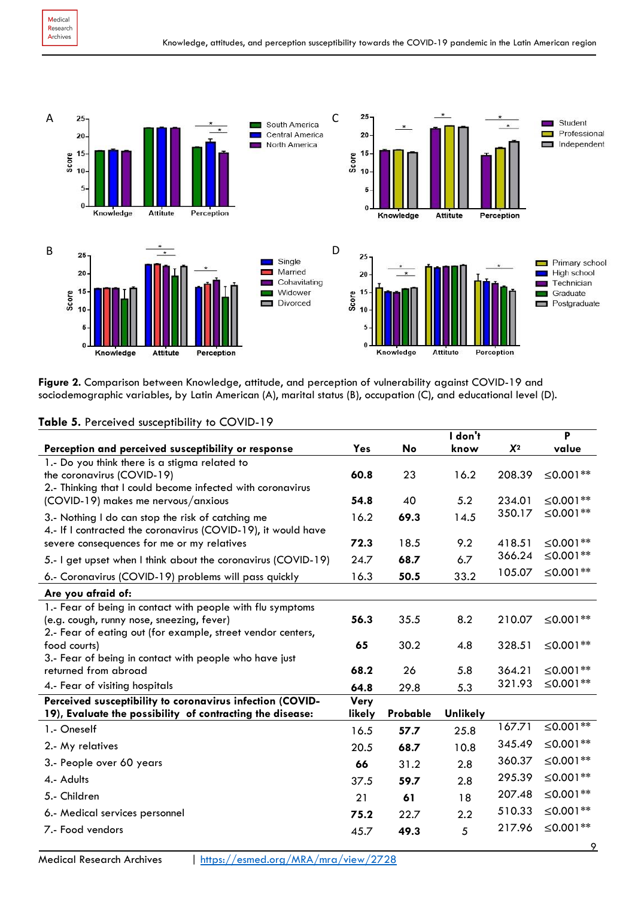**Figure 2.** Comparison between Knowledge, attitude, and perception of vulnerability against COVID-19 and sociodemographic variables, by Latin American (A), marital status (B), occupation (C), and educational level (D).

**Table 5.** Perceived susceptibility to COVID-19

| Perception and perceived susceptibility or response | Yes | No | I don't know | $X^2$ | P value |
|---|---|---|---|---|---|
| 1.- Do you think there is a stigma related to the coronavirus (COVID-19) | **60.8** | 23 | 16.2 | 208.39 | ≤0.001** |
| 2.- Thinking that I could become infected with coronavirus (COVID-19) makes me nervous/anxious | **54.8** | 40 | 5.2 | 234.01 | ≤0.001** |
| 3.- Nothing I do can stop the risk of catching me | 16.2 | **69.3** | 14.5 | 350.17 | ≤0.001** |
| 4.- If I contracted the coronavirus (COVID-19), it would have severe consequences for me or my relatives | **72.3** | 18.5 | 9.2 | 418.51 | ≤0.001** |
| 5.- I get upset when I think about the coronavirus (COVID-19) | 24.7 | **68.7** | 6.7 | 366.24 | ≤0.001** |
| 6.- Coronavirus (COVID-19) problems will pass quickly | 16.3 | **50.5** | 33.2 | 105.07 | ≤0.001** |
| **Are you afraid of:** | | | | | |
| 1.- Fear of being in contact with people with flu symptoms (e.g. cough, runny nose, sneezing, fever) | **56.3** | 35.5 | 8.2 | 210.07 | ≤0.001** |
| 2.- Fear of eating out (for example, street vendor centers, food courts) | **65** | 30.2 | 4.8 | 328.51 | ≤0.001** |
| 3.- Fear of being in contact with people who have just returned from abroad | **68.2** | 26 | 5.8 | 364.21 | ≤0.001** |
| 4.- Fear of visiting hospitals | **64.8** | 29.8 | 5.3 | 321.93 | ≤0.001** |
| **Perceived susceptibility to coronavirus infection (COVID-19), Evaluate the possibility of contracting the disease:** | **Very likely** | **Probable** | **Unlikely** | | |
| 1.- Oneself | 16.5 | **57.7** | 25.8 | 167.71 | ≤0.001** |
| 2.- My relatives | 20.5 | **68.7** | 10.8 | 345.49 | ≤0.001** |
| 3.- People over 60 years | **66** | 31.2 | 2.8 | 360.37 | ≤0.001** |
| 4.- Adults | 37.5 | **59.7** | 2.8 | 295.39 | ≤0.001** |
| 5.- Children | 21 | **61** | 18 | 207.48 | ≤0.001** |
| 6.- Medical services personnel | **75.2** | 22.7 | 2.2 | 510.33 | ≤0.001** |
| 7.- Food vendors | 45.7 | **49.3** | 5 | 217.96 | ≤0.001** |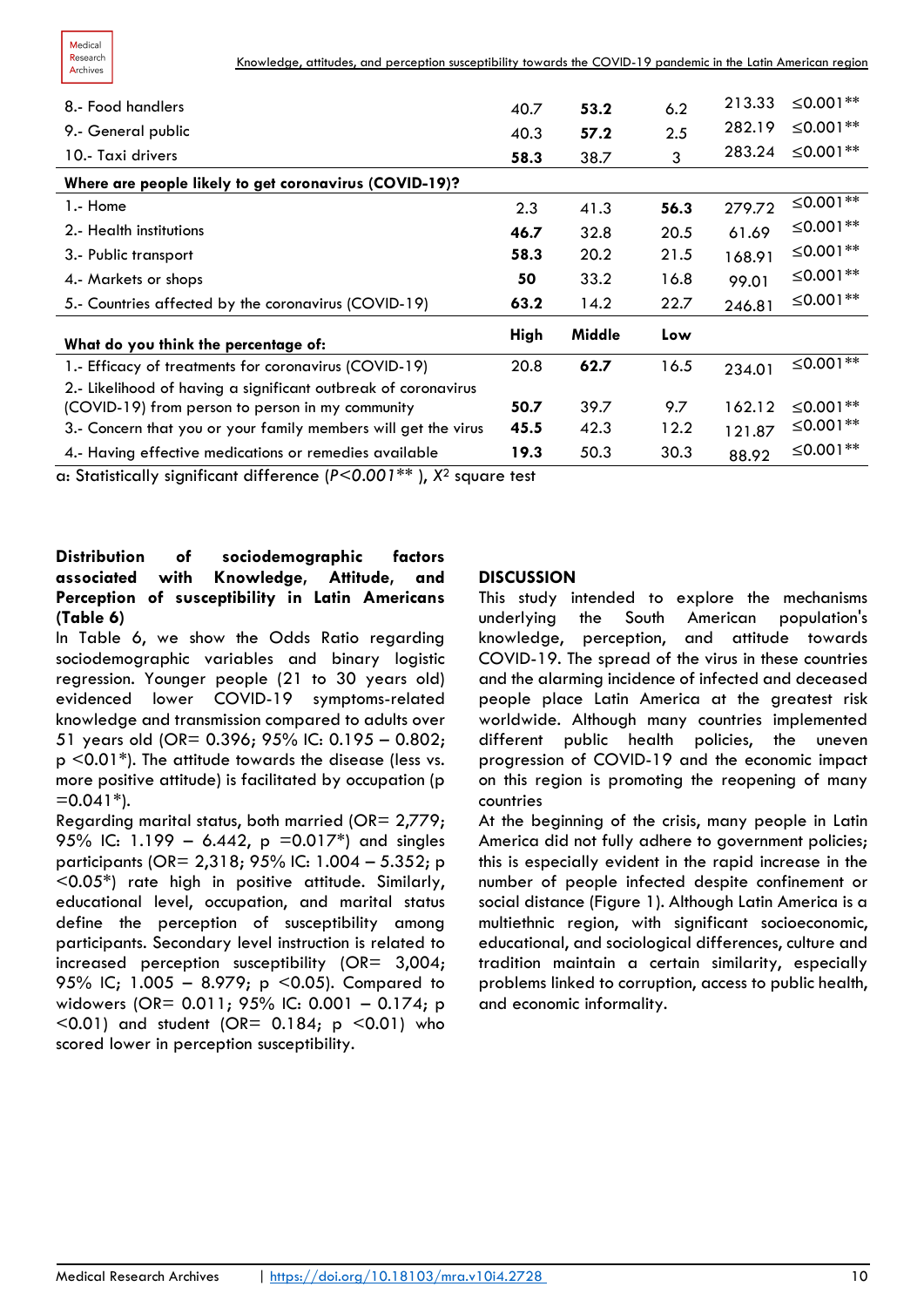| | | | | | |
|---|---|---|---|---|---|
| 8.- Food handlers | 40.7 | **53.2** | 6.2 | 213.33 | ≤0.001** |
| 9.- General public | 40.3 | **57.2** | 2.5 | 282.19 | ≤0.001** |
| 10.- Taxi drivers | **58.3** | 38.7 | 3 | 283.24 | ≤0.001** |
| **Where are people likely to get coronavirus (COVID-19)?** | | | | | |
| 1.- Home | 2.3 | 41.3 | **56.3** | 279.72 | ≤0.001** |
| 2.- Health institutions | **46.7** | 32.8 | 20.5 | 61.69 | ≤0.001** |
| 3.- Public transport | **58.3** | 20.2 | 21.5 | 168.91 | ≤0.001** |
| 4.- Markets or shops | **50** | 33.2 | 16.8 | 99.01 | ≤0.001** |
| 5.- Countries affected by the coronavirus (COVID-19) | **63.2** | 14.2 | 22.7 | 246.81 | ≤0.001** |
| **What do you think the percentage of:** | **High** | **Middle** | **Low** | | |
| 1.- Efficacy of treatments for coronavirus (COVID-19) | 20.8 | **62.7** | 16.5 | 234.01 | ≤0.001** |
| 2.- Likelihood of having a significant outbreak of coronavirus (COVID-19) from person to person in my community | **50.7** | 39.7 | 9.7 | 162.12 | ≤0.001** |
| 3.- Concern that you or your family members will get the virus | **45.5** | 42.3 | 12.2 | 121.87 | ≤0.001** |
| 4.- Having effective medications or remedies available | **19.3** | 50.3 | 30.3 | 88.92 | ≤0.001** |

a: Statistically significant difference (*P<0.001*** ), $X^2$ square test

### Distribution of sociodemographic factors associated with Knowledge, Attitude, and Perception of susceptibility in Latin Americans (Table 6)

In Table 6, we show the Odds Ratio regarding sociodemographic variables and binary logistic regression. Younger people (21 to 30 years old) evidenced lower COVID-19 symptoms-related knowledge and transmission compared to adults over 51 years old (OR= 0.396; 95% IC: 0.195 – 0.802; p <0.01*). The attitude towards the disease (less vs. more positive attitude) is facilitated by occupation (p =0.041*).

Regarding marital status, both married (OR= 2,779; 95% IC: 1.199 – 6.442, p =0.017*) and singles participants (OR= 2,318; 95% IC: 1.004 – 5.352; p <0.05*) rate high in positive attitude. Similarly, educational level, occupation, and marital status define the perception of susceptibility among participants. Secondary level instruction is related to increased perception susceptibility (OR= 3,004; 95% IC; 1.005 – 8.979; p <0.05). Compared to widowers (OR= 0.011; 95% IC: 0.001 – 0.174; p <0.01) and student (OR= 0.184; p <0.01) who scored lower in perception susceptibility.

## DISCUSSION

This study intended to explore the mechanisms underlying the South American population's knowledge, perception, and attitude towards COVID-19. The spread of the virus in these countries and the alarming incidence of infected and deceased people place Latin America at the greatest risk worldwide. Although many countries implemented different public health policies, the uneven progression of COVID-19 and the economic impact on this region is promoting the reopening of many countries

At the beginning of the crisis, many people in Latin America did not fully adhere to government policies; this is especially evident in the rapid increase in the number of people infected despite confinement or social distance (Figure 1). Although Latin America is a multiethnic region, with significant socioeconomic, educational, and sociological differences, culture and tradition maintain a certain similarity, especially problems linked to corruption, access to public health, and economic informality.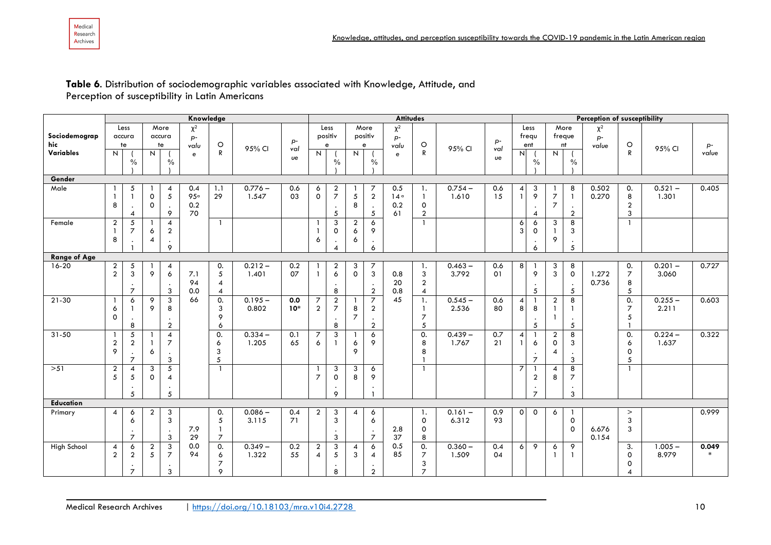**Table 6**. Distribution of sociodemographic variables associated with Knowledge, Attitude, and Perception of susceptibility in Latin Americans

| Sociodemographic Variables | Knowledge | | | | | | | | Attitudes | | | | | | | | Perception of susceptibility | | | | | | | |
|---|---|---|---|---|---|---|---|---|---|---|---|---|---|---|---|---|---|---|---|---|---|---|---|---|
| | Less accurate | | More accurate | | $\chi^2$ p-value | OR | 95% CI | p-value | Less positive | | More positive | | $\chi^2$ p-value | OR | 95% CI | p-value | Less frequent | | More frequent | | $\chi^2$ p-value | OR | 95% CI | p-value |
| | N | (%) | N | (%) | | | | | N | (%) | N | (%) | | | | | N | (%) | N | (%) | | | | |
| **Gender** | | | | | | | | | | | | | | | | | | | | | | | | |
| Male | 118 | 51.4 | 100 | 45.9 | 0.495ᵅ 0.270 | 1.129 | 0.776 – 1.547 | 0.603 | 60 | 27.5 | 158 | 72.5 | 0.514ᵅ 0.261 | 1.102 | 0.754 – 1.610 | 0.615 | 41 | 39.4 | 177 | 81.2 | 0.502 0.270 | 0.823 | 0.521 – 1.301 | 0.405 |
| Female | 218 | 57.1 | 164 | 42.9 | | 1 | | | 116 | 30.4 | 266 | 69.6 | | 1 | | | 63 | 60.6 | 319 | 83.5 | | 1 | | |
| **Range of Age** | | | | | | | | | | | | | | | | | | | | | | | | |
| 16-20 | 22 | 53.7 | 19 | 46.3 | 7.194 0.066 | 0.544 | 0.212 – 1.401 | 0.207 | 11 | 26.8 | 30 | 73.2 | 0.820 0.845 | 1.324 | 0.463 – 3.792 | 0.601 | 8 | 19.5 | 33 | 80.5 | 1.272 0.736 | 0.785 | 0.201 – 3.060 | 0.727 |
| 21-30 | 160 | 61.8 | 99 | 38.2 | | 0.396 | 0.195 – 0.802 | 0.010* | 72 | 27.8 | 187 | 72.2 | | 1.175 | 0.545 – 2.536 | 0.680 | 48 | 18.5 | 211 | 81.5 | | 0.751 | 0.255 – 2.211 | 0.603 |
| 31-50 | 129 | 52.7 | 116 | 47.3 | | 0.635 | 0.334 – 1.205 | 0.165 | 76 | 31 | 169 | 69 | | 0.881 | 0.439 – 1.767 | 0.721 | 41 | 16.7 | 204 | 83.3 | | 0.605 | 0.224 – 1.637 | 0.322 |
| >51 | 25 | 45.5 | 30 | 54.5 | | 1 | | | 17 | 30.9 | 38 | 69.1 | | 1 | | | 7 | 12.7 | 48 | 87.3 | | 1 | | |
| **Education** | | | | | | | | | | | | | | | | | | | | | | | | |
| Primary | 4 | 66.7 | 2 | 33.3 | 7.929 0.094 | 0.517 | 0.086 – 3.115 | 0.471 | 2 | 33.3 | 4 | 66.7 | 2.837 0.585 | 1.008 | 0.161 – 6.312 | 0.993 | 0 | 0 | 6 | 100 | 6.676 0.154 | >33 | | 0.999 |
| High School | 42 | 62.7 | 25 | 37.3 | | 0.679 | 0.349 – 1.322 | 0.255 | 24 | 35.8 | 43 | 64.2 | | 0.737 | 0.360 – 1.509 | 0.404 | 6 | 9 | 61 | 91 | | 3.004 | 1.005 – 8.979 | **0.049*** |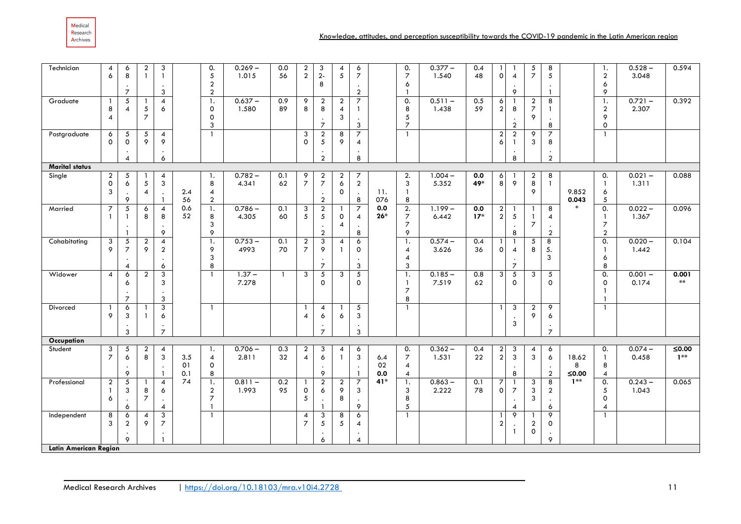| | | | | | | | | | | | | | | | | | | | | | | | | |
|---|---|---|---|---|---|---|---|---|---|---|---|---|---|---|---|---|---|---|---|---|---|---|---|---|
| Technician | 46 | 68.7 | 21 | 31.3 | | 0.522 | 0.269 – 1.015 | 0.056 | 22 | 32.8 | 45 | 67.2 | | 0.761 | 0.377 – 1.540 | 0.448 | 10 | 14.9 | 57 | 85.1 | | 1.269 | 0.528 – 3.048 | 0.594 |
| Graduate | 184 | 54 | 157 | 46 | | 1.003 | 0.637 – 1.580 | 0.989 | 98 | 28.7 | 243 | 71.3 | | 0.857 | 0.511 – 1.438 | 0.559 | 62 | 18.2 | 279 | 81.8 | | 1.290 | 0.721 – 2.307 | 0.392 |
| Postgraduate | 60 | 50.4 | 59 | 49.6 | | 1 | | | 30 | 25.2 | 89 | 74.8 | | 1 | | | 26 | 21.8 | 93 | 78.2 | | 1 | | |
| **Marital status** | | | | | | | | | | | | | | | | | | | | | | | | |
| Single | 203 | 56.9 | 154 | 43.1 | 2.456 | 1.842 | 0.782 – 4.341 | 0.162 | 97 | 27.2 | 260 | 72.8 | 11.076 | 2.318 | 1.004 – 5.352 | **0.049*** | 68 | 19 | 289 | 81 | 9.852 | 0.165 | 0.021 – 1.311 | 0.088 |
| Married | 71 | 51.1 | 68 | 48.9 | 0.652 | 1.839 | 0.786 – 4.305 | 0.160 | 35 | 25.2 | 104 | 74.8 | **0.026*** | 2.779 | 1.199 – 6.442 | **0.017*** | 22 | 15.8 | 117 | 84.2 | **0.043*** | 0.172 | 0.022 – 1.367 | 0.096 |
| Cohabitating | 39 | 57.4 | 29 | 42.6 | | 1.938 | 0.753 – 4993 | 0.170 | 27 | 39.7 | 41 | 60.3 | | 1.443 | 0.574 – 3.626 | 0.436 | 10 | 14.7 | 58 | 85.3 | | 0.168 | 0.020 – 1.442 | 0.104 |
| Widower | 4 | 66.7 | 2 | 33.3 | | 1 | 1.37 – 7.278 | 1 | 3 | 50 | 3 | 50 | | 1.178 | 0.185 – 7.519 | 0.862 | 3 | 50 | 3 | 50 | | 0.011 | 0.001 – 0.174 | **0.001\*\*** |
| Divorced | 19 | 63.3 | 11 | 36.7 | | 1 | | | 14 | 46.7 | 16 | 53.3 | | 1 | | | 1 | 3.3 | 29 | 96.7 | | 1 | | |
| **Occupation** | | | | | | | | | | | | | | | | | | | | | | | | |
| Student | 37 | 56.9 | 28 | 43.1 | 3.501 0.174 | 1.408 | 0.706 – 2.811 | 0.332 | 24 | 36.9 | 41 | 63.1 | 6.402 **0.041*** | 0.744 | 0.362 – 1.531 | 0.422 | 22 | 33.8 | 43 | 66.2 | 18.628 **≤0.001\*\*** | 0.184 | 0.074 – 0.458 | **≤0.001\*\*** |
| Professional | 216 | 53.6 | 187 | 46.4 | | 1.271 | 0.811 – 1.993 | 0.295 | 105 | 26.1 | 298 | 73.9 | | 1.385 | 0.863 – 2.222 | 0.178 | 70 | 17.4 | 333 | 82.6 | | 0.504 | 0.243 – 1.043 | 0.065 |
| Independent | 83 | 62.9 | 49 | 37.1 | | 1 | | | 47 | 35.6 | 85 | 64.4 | | 1 | | | 12 | 9.1 | 120 | 90.9 | | 1 | | |
| **Latin American Region** | | | | | | | | | | | | | | | | | | | | | | | | |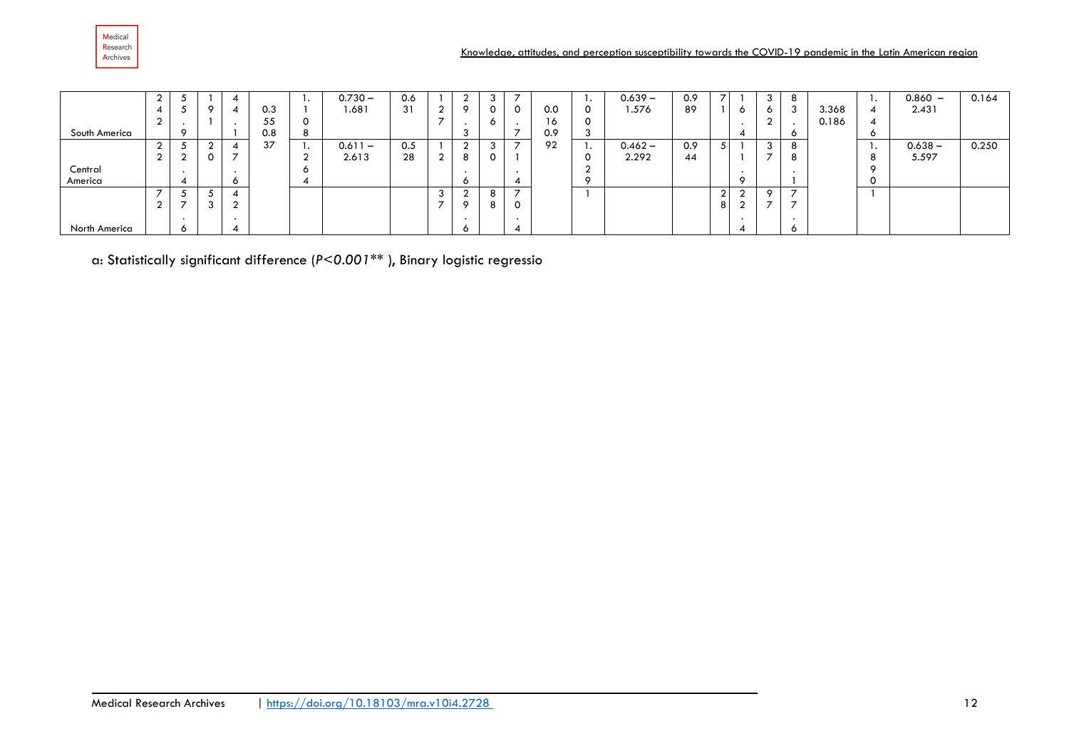| | | | | | | | | | | | | | | | | | | | | | | | | |
|---|---|---|---|---|---|---|---|---|---|---|---|---|---|---|---|---|---|---|---|---|---|---|---|---|
| South America | 242 | 55.9 | 191 | 44.1 | 0.355 0.837 | 1.108 | 0.730 – 1.681 | 0.631 | 127 | 29.3 | 306 | 70.7 | 0.016 0.992 | 1.003 | 0.639 – 1.576 | 0.989 | 71 | 16.4 | 362 | 83.6 | 3.368 0.186 | 1.446 | 0.860 – 2.431 | 0.164 |
| Central America | 22 | 52.4 | 20 | 47.6 | | 1.264 | 0.611 – 2.613 | 0.528 | 12 | 28.6 | 30 | 71.4 | | 1.029 | 0.462 – 2.292 | 0.944 | 5 | 11.9 | 37 | 88.1 | | 1.890 | 0.638 – 5.597 | 0.250 |
| North America | 72 | 57.6 | 53 | 42.4 | | | | | 37 | 29.6 | 88 | 70.4 | | 1 | | | 28 | 22.4 | 97 | 77.6 | | 1 | | |

a: Statistically significant difference (*P<0.001*** ), Binary logistic regressio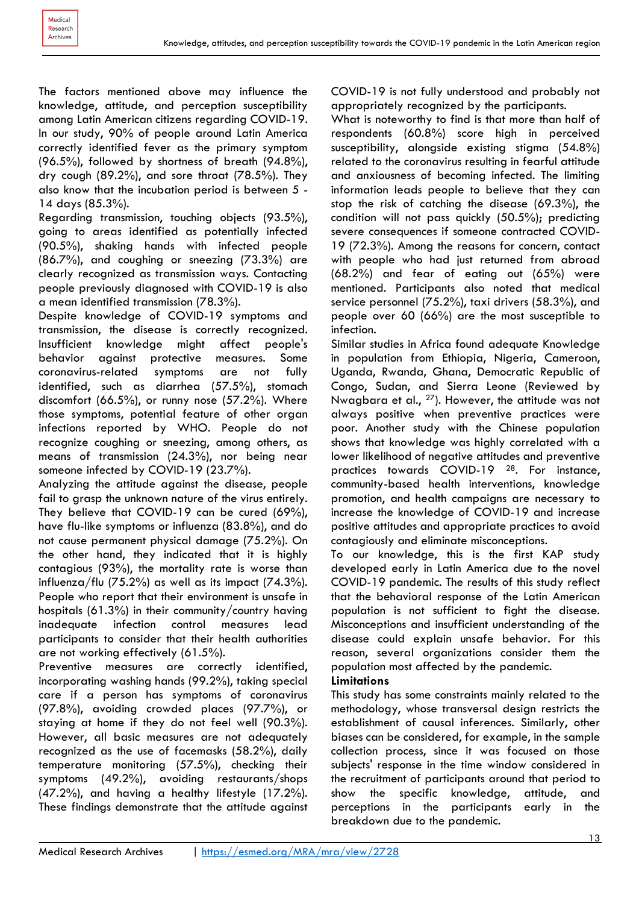The factors mentioned above may influence the knowledge, attitude, and perception susceptibility among Latin American citizens regarding COVID-19. In our study, 90% of people around Latin America correctly identified fever as the primary symptom (96.5%), followed by shortness of breath (94.8%), dry cough (89.2%), and sore throat (78.5%). They also know that the incubation period is between 5 - 14 days (85.3%).

Regarding transmission, touching objects (93.5%), going to areas identified as potentially infected (90.5%), shaking hands with infected people (86.7%), and coughing or sneezing (73.3%) are clearly recognized as transmission ways. Contacting people previously diagnosed with COVID-19 is also a mean identified transmission (78.3%).

Despite knowledge of COVID-19 symptoms and transmission, the disease is correctly recognized. Insufficient knowledge might affect people's behavior against protective measures. Some coronavirus-related symptoms are not fully identified, such as diarrhea (57.5%), stomach discomfort (66.5%), or runny nose (57.2%). Where those symptoms, potential feature of other organ infections reported by WHO. People do not recognize coughing or sneezing, among others, as means of transmission (24.3%), nor being near someone infected by COVID-19 (23.7%).

Analyzing the attitude against the disease, people fail to grasp the unknown nature of the virus entirely. They believe that COVID-19 can be cured (69%), have flu-like symptoms or influenza (83.8%), and do not cause permanent physical damage (75.2%). On the other hand, they indicated that it is highly contagious (93%), the mortality rate is worse than influenza/flu (75.2%) as well as its impact (74.3%). People who report that their environment is unsafe in hospitals (61.3%) in their community/country having inadequate infection control measures lead participants to consider that their health authorities are not working effectively (61.5%).

Preventive measures are correctly identified, incorporating washing hands (99.2%), taking special care if a person has symptoms of coronavirus (97.8%), avoiding crowded places (97.7%), or staying at home if they do not feel well (90.3%). However, all basic measures are not adequately recognized as the use of facemasks (58.2%), daily temperature monitoring (57.5%), checking their symptoms (49.2%), avoiding restaurants/shops (47.2%), and having a healthy lifestyle (17.2%). These findings demonstrate that the attitude against COVID-19 is not fully understood and probably not appropriately recognized by the participants.

What is noteworthy to find is that more than half of respondents (60.8%) score high in perceived susceptibility, alongside existing stigma (54.8%) related to the coronavirus resulting in fearful attitude and anxiousness of becoming infected. The limiting information leads people to believe that they can stop the risk of catching the disease (69.3%), the condition will not pass quickly (50.5%); predicting severe consequences if someone contracted COVID-19 (72.3%). Among the reasons for concern, contact with people who had just returned from abroad (68.2%) and fear of eating out (65%) were mentioned. Participants also noted that medical service personnel (75.2%), taxi drivers (58.3%), and people over 60 (66%) are the most susceptible to infection.

Similar studies in Africa found adequate Knowledge in population from Ethiopia, Nigeria, Cameroon, Uganda, Rwanda, Ghana, Democratic Republic of Congo, Sudan, and Sierra Leone (Reviewed by Nwagbara et al., [27]). However, the attitude was not always positive when preventive practices were poor. Another study with the Chinese population shows that knowledge was highly correlated with a lower likelihood of negative attitudes and preventive practices towards COVID-19 [28]. For instance, community-based health interventions, knowledge promotion, and health campaigns are necessary to increase the knowledge of COVID-19 and increase positive attitudes and appropriate practices to avoid contagiously and eliminate misconceptions.

To our knowledge, this is the first KAP study developed early in Latin America due to the novel COVID-19 pandemic. The results of this study reflect that the behavioral response of the Latin American population is not sufficient to fight the disease. Misconceptions and insufficient understanding of the disease could explain unsafe behavior. For this reason, several organizations consider them the population most affected by the pandemic.

**Limitations**

This study has some constraints mainly related to the methodology, whose transversal design restricts the establishment of causal inferences. Similarly, other biases can be considered, for example, in the sample collection process, since it was focused on those subjects' response in the time window considered in the recruitment of participants around that period to show the specific knowledge, attitude, and perceptions in the participants early in the breakdown due to the pandemic.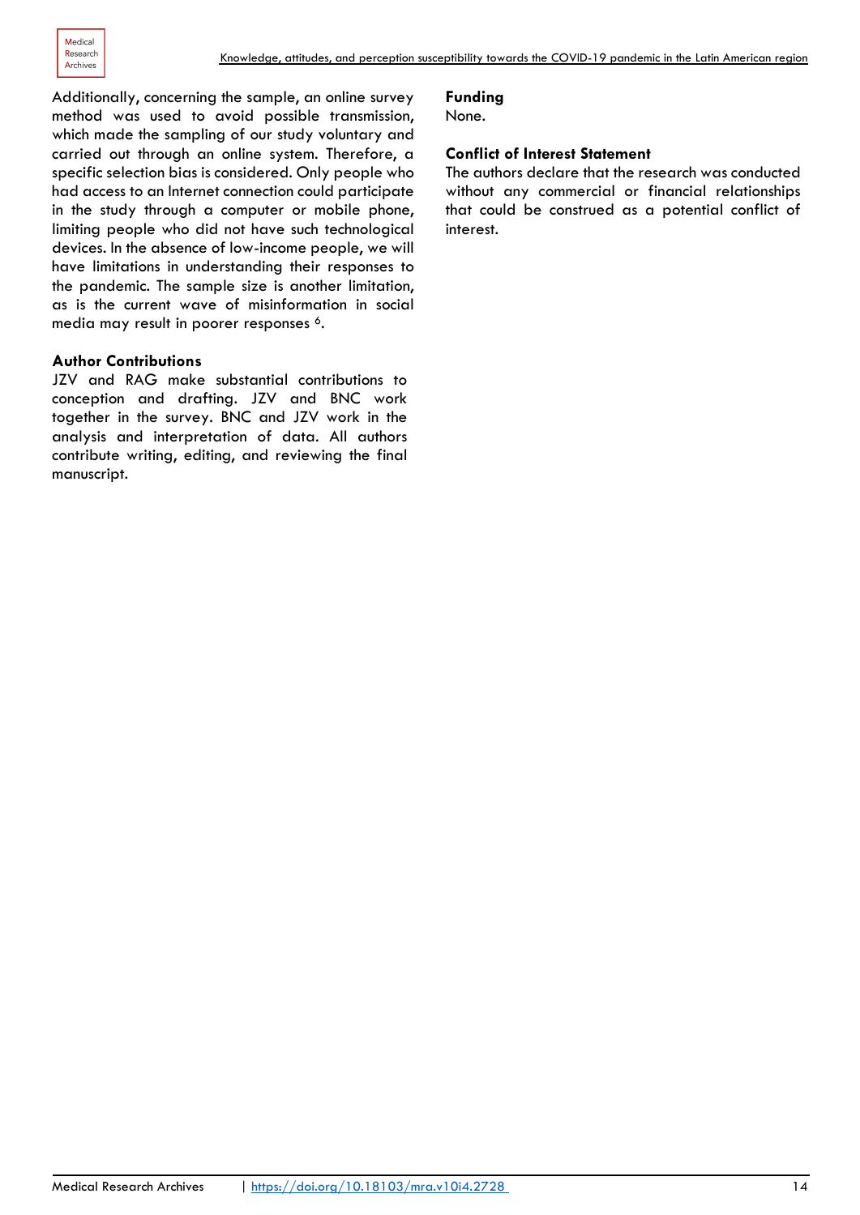Additionally, concerning the sample, an online survey method was used to avoid possible transmission, which made the sampling of our study voluntary and carried out through an online system. Therefore, a specific selection bias is considered. Only people who had access to an Internet connection could participate in the study through a computer or mobile phone, limiting people who did not have such technological devices. In the absence of low-income people, we will have limitations in understanding their responses to the pandemic. The sample size is another limitation, as is the current wave of misinformation in social media may result in poorer responses [6].

### Author Contributions

JZV and RAG make substantial contributions to conception and drafting. JZV and BNC work together in the survey. BNC and JZV work in the analysis and interpretation of data. All authors contribute writing, editing, and reviewing the final manuscript.

### Funding

None.

### Conflict of Interest Statement

The authors declare that the research was conducted without any commercial or financial relationships that could be construed as a potential conflict of interest.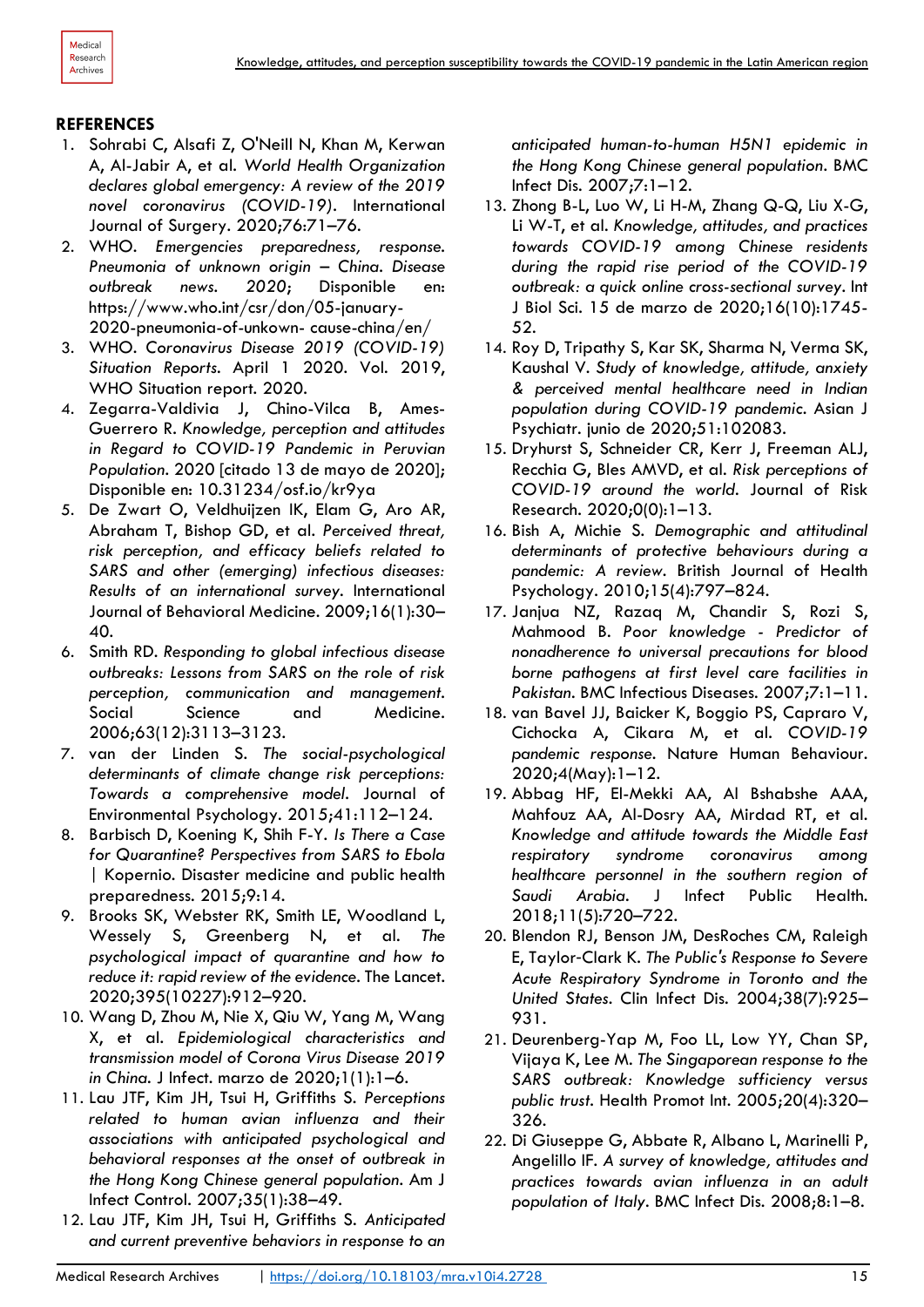## REFERENCES

1. Sohrabi C, Alsafi Z, O'Neill N, Khan M, Kerwan A, Al-Jabir A, et al. *World Health Organization declares global emergency: A review of the 2019 novel coronavirus (COVID-19)*. International Journal of Surgery. 2020;76:71–76.
2. WHO. *Emergencies preparedness, response. Pneumonia of unknown origin – China. Disease outbreak news. 2020*; Disponible en: https://www.who.int/csr/don/05-january-2020-pneumonia-of-unkown- cause-china/en/
3. WHO. *Coronavirus Disease 2019 (COVID-19) Situation Reports*. April 1 2020. Vol. 2019, WHO Situation report. 2020.
4. Zegarra-Valdivia J, Chino-Vilca B, Ames-Guerrero R. *Knowledge, perception and attitudes in Regard to COVID-19 Pandemic in Peruvian Population*. 2020 [citado 13 de mayo de 2020]; Disponible en: 10.31234/osf.io/kr9ya
5. De Zwart O, Veldhuijzen IK, Elam G, Aro AR, Abraham T, Bishop GD, et al. *Perceived threat, risk perception, and efficacy beliefs related to SARS and other (emerging) infectious diseases: Results of an international survey*. International Journal of Behavioral Medicine. 2009;16(1):30–40.
6. Smith RD. *Responding to global infectious disease outbreaks: Lessons from SARS on the role of risk perception, communication and management*. Social Science and Medicine. 2006;63(12):3113–3123.
7. van der Linden S. *The social-psychological determinants of climate change risk perceptions: Towards a comprehensive model*. Journal of Environmental Psychology. 2015;41:112–124.
8. Barbisch D, Koenig K, Shih F-Y. *Is There a Case for Quarantine? Perspectives from SARS to Ebola | Kopernio*. Disaster medicine and public health preparedness. 2015;9:14.
9. Brooks SK, Webster RK, Smith LE, Woodland L, Wessely S, Greenberg N, et al. *The psychological impact of quarantine and how to reduce it: rapid review of the evidence*. The Lancet. 2020;395(10227):912–920.
10. Wang D, Zhou M, Nie X, Qiu W, Yang M, Wang X, et al. *Epidemiological characteristics and transmission model of Corona Virus Disease 2019 in China*. J Infect. marzo de 2020;1(1):1–6.
11. Lau JTF, Kim JH, Tsui H, Griffiths S. *Perceptions related to human avian influenza and their associations with anticipated psychological and behavioral responses at the onset of outbreak in the Hong Kong Chinese general population*. Am J Infect Control. 2007;35(1):38–49.
12. Lau JTF, Kim JH, Tsui H, Griffiths S. *Anticipated and current preventive behaviors in response to an anticipated human-to-human H5N1 epidemic in the Hong Kong Chinese general population*. BMC Infect Dis. 2007;7:1–12.
13. Zhong B-L, Luo W, Li H-M, Zhang Q-Q, Liu X-G, Li W-T, et al. *Knowledge, attitudes, and practices towards COVID-19 among Chinese residents during the rapid rise period of the COVID-19 outbreak: a quick online cross-sectional survey*. Int J Biol Sci. 15 de marzo de 2020;16(10):1745-52.
14. Roy D, Tripathy S, Kar SK, Sharma N, Verma SK, Kaushal V. *Study of knowledge, attitude, anxiety & perceived mental healthcare need in Indian population during COVID-19 pandemic*. Asian J Psychiatr. junio de 2020;51:102083.
15. Dryhurst S, Schneider CR, Kerr J, Freeman ALJ, Recchia G, Bles AMVD, et al. *Risk perceptions of COVID-19 around the world*. Journal of Risk Research. 2020;0(0):1–13.
16. Bish A, Michie S. *Demographic and attitudinal determinants of protective behaviours during a pandemic: A review*. British Journal of Health Psychology. 2010;15(4):797–824.
17. Janjua NZ, Razaq M, Chandir S, Rozi S, Mahmood B. *Poor knowledge - Predictor of nonadherence to universal precautions for blood borne pathogens at first level care facilities in Pakistan*. BMC Infectious Diseases. 2007;7:1–11.
18. van Bavel JJ, Baicker K, Boggio PS, Capraro V, Cichocka A, Cikara M, et al. *COVID-19 pandemic response*. Nature Human Behaviour. 2020;4(May):1–12.
19. Abbag HF, El-Mekki AA, Al Bshabshe AAA, Mahfouz AA, Al-Dosry AA, Mirdad RT, et al. *Knowledge and attitude towards the Middle East respiratory syndrome coronavirus among healthcare personnel in the southern region of Saudi Arabia*. J Infect Public Health. 2018;11(5):720–722.
20. Blendon RJ, Benson JM, DesRoches CM, Raleigh E, Taylor-Clark K. *The Public's Response to Severe Acute Respiratory Syndrome in Toronto and the United States*. Clin Infect Dis. 2004;38(7):925–931.
21. Deurenberg-Yap M, Foo LL, Low YY, Chan SP, Vijaya K, Lee M. *The Singaporean response to the SARS outbreak: Knowledge sufficiency versus public trust*. Health Promot Int. 2005;20(4):320–326.
22. Di Giuseppe G, Abbate R, Albano L, Marinelli P, Angelillo IF. *A survey of knowledge, attitudes and practices towards avian influenza in an adult population of Italy*. BMC Infect Dis. 2008;8:1–8.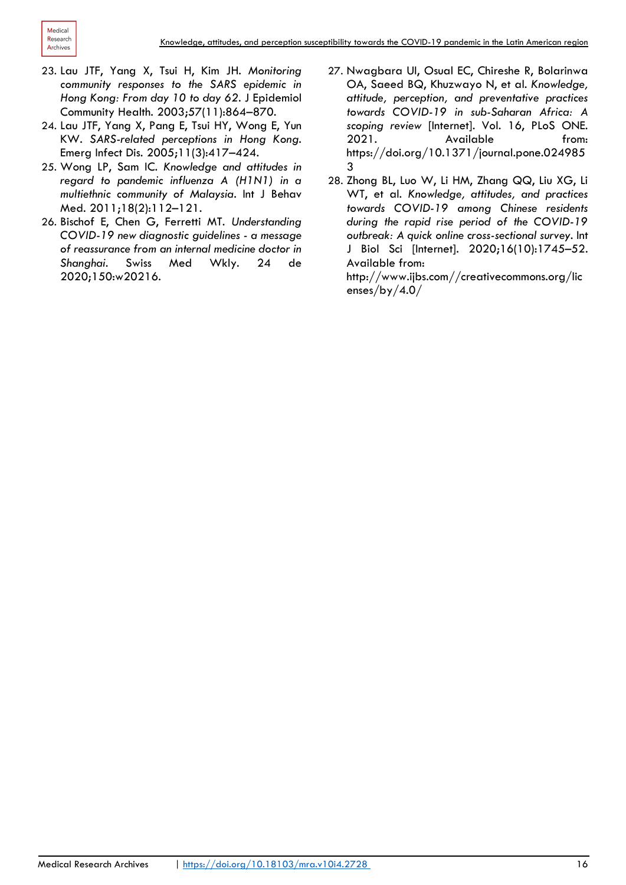23. Lau JTF, Yang X, Tsui H, Kim JH. *Monitoring community responses to the SARS epidemic in Hong Kong: From day 10 to day 62*. J Epidemiol Community Health. 2003;57(11):864–870.
24. Lau JTF, Yang X, Pang E, Tsui HY, Wong E, Yun KW. *SARS-related perceptions in Hong Kong*. Emerg Infect Dis. 2005;11(3):417–424.
25. Wong LP, Sam IC. *Knowledge and attitudes in regard to pandemic influenza A (H1N1) in a multiethnic community of Malaysia*. Int J Behav Med. 2011;18(2):112–121.
26. Bischof E, Chen G, Ferretti MT. *Understanding COVID-19 new diagnostic guidelines - a message of reassurance from an internal medicine doctor in Shanghai*. Swiss Med Wkly. 24 de 2020;150:w20216.
27. Nwagbara UI, Osual EC, Chireshe R, Bolarinwa OA, Saeed BQ, Khuzwayo N, et al. *Knowledge, attitude, perception, and preventative practices towards COVID-19 in sub-Saharan Africa: A scoping review* [Internet]. Vol. 16, PLoS ONE. 2021. Available from: https://doi.org/10.1371/journal.pone.0249853
28. Zhong BL, Luo W, Li HM, Zhang QQ, Liu XG, Li WT, et al. *Knowledge, attitudes, and practices towards COVID-19 among Chinese residents during the rapid rise period of the COVID-19 outbreak: A quick online cross-sectional survey*. Int J Biol Sci [Internet]. 2020;16(10):1745–52. Available from: http://www.ijbs.com//creativecommons.org/licenses/by/4.0/